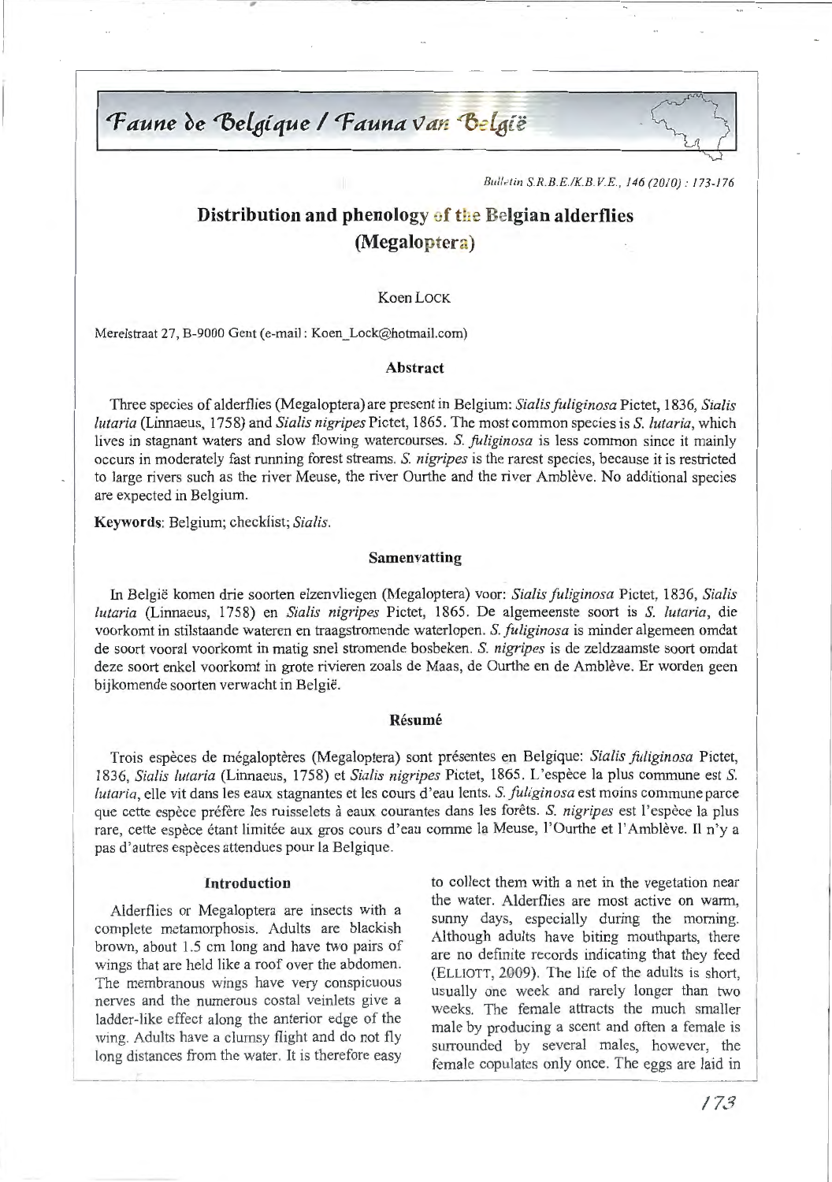# Distribution and phenology of the Belgian alderflies (Megaloptera)

Koen LOCK

Merelstraat 27, B-9000 Gent (e-mail: Koen_Lock@hotmail.com)

## Abstract

Three species of alderflies (Megaloptera) are present in Belgium: *Sialis fuliginosa* Pictet, 1836, *Sialis lutaria* (Linnaeus, 1758) and *Sialis nigripes* Pictet, 1865. The most common species is *S. lutaria*, which lives in stagnant waters and slow flowing watercourses. *S. fuliginosa* is less common since it mainly occurs in moderately fast running forest streams. *S. nigripes* is the rarest species, because it is restricted to large rivers such as the river Meuse, the river Ourthe and the river Amblève. No additional species are expected in Belgium.

**Keywords**: Belgium; checklist; *Sialis*.

## Samenvatting

In België komen drie soorten elzenvliegen (Megaloptera) voor: *Sialis fuliginosa* Pictet, 1836, *Sialis lutaria* (Linnaeus, 1758) en *Sialis nigripes* Pictet, 1865. De algemeenste soort is *S. lutaria*, die voorkomt in stilstaande wateren en traagstromende waterlopen. *S. fuliginosa* is minder algemeen omdat de soort vooral voorkomt in matig snel stromende bosbeken. *S. nigripes* is de zeldzaamste soort omdat deze soort enkel voorkomt in grote rivieren zoals de Maas, de Ourthe en de Amblève. Er worden geen bijkomende soorten verwacht in België.

## Résumé

Trois espèces de mégaloptères (Megaloptera) sont présentes en Belgique: *Sialis fuliginosa* Pictet, 1836, *Sialis lutaria* (Linnaeus, 1758) et *Sialis nigripes* Pictet, 1865. L'espèce la plus commune est *S. lutaria*, elle vit dans les eaux stagnantes et les cours d'eau lents. *S. fuliginosa* est moins commune parce que cette espèce préfère les ruisselets à eaux courantes dans les forêts. *S. nigripes* est l'espèce la plus rare, cette espèce étant limitée aux gros cours d'eau comme la Meuse, l'Ourthe et l'Amblève. Il n'y a pas d'autres espèces attendues pour la Belgique.

## Introduction

Alderflies or Megaloptera are insects with a complete metamorphosis. Adults are blackish brown, about 1.5 cm long and have two pairs of wings that are held like a roof over the abdomen. The membranous wings have very conspicuous nerves and the numerous costal veinlets give a ladder-like effect along the anterior edge of the wing. Adults have a clumsy flight and do not fly long distances from the water. It is therefore easy to collect them with a net in the vegetation near the water. Alderflies are most active on warm, sunny days, especially during the morning. Although adults have biting mouthparts, there are no definite records indicating that they feed (ELLIOTT, 2009). The life of the adults is short, usually one week and rarely longer than two weeks. The female attracts the much smaller male by producing a scent and often a female is surrounded by several males, however, the female copulates only once. The eggs are laid in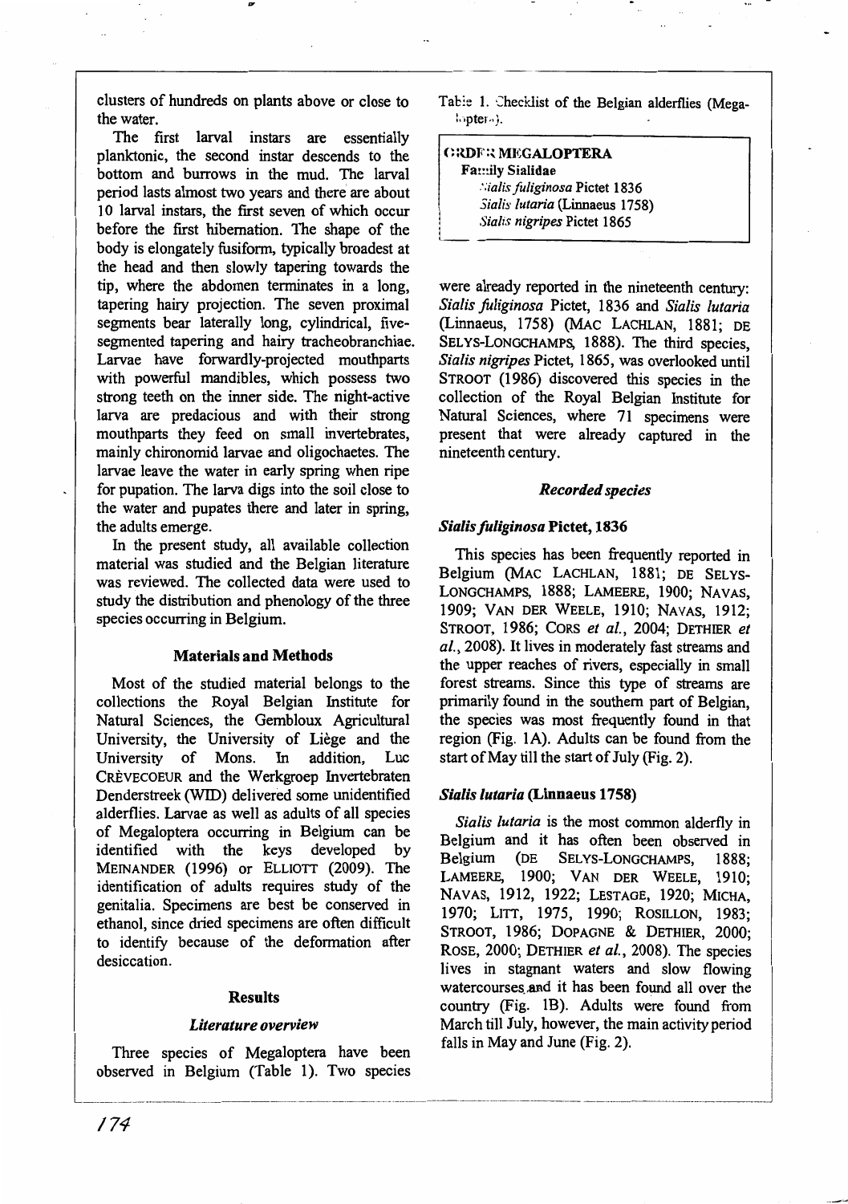clusters of hundreds on plants above or close to the water.

The first larval instars are essentially planktonic, the second instar descends to the bottom and burrows in the mud. The larval period lasts almost two years and there are about 10 larval instars, the first seven of which occur before the first hibernation. The shape of the body is elongately fusiform, typically broadest at the head and then slowly tapering towards the tip, where the abdomen terminates in a long, tapering hairy projection. The seven proximal segments bear laterally long, cylindrical, five-segmented tapering and hairy tracheobranchiae. Larvae have forwardly-projected mouthparts with powerful mandibles, which possess two strong teeth on the inner side. The night-active larva are predacious and with their strong mouthparts they feed on small invertebrates, mainly chironomid larvae and oligochaetes. The larvae leave the water in early spring when ripe for pupation. The larva digs into the soil close to the water and pupates there and later in spring, the adults emerge.

In the present study, all available collection material was studied and the Belgian literature was reviewed. The collected data were used to study the distribution and phenology of the three species occurring in Belgium.

## Materials and Methods

Most of the studied material belongs to the collections the Royal Belgian Institute for Natural Sciences, the Gembloux Agricultural University, the University of Liège and the University of Mons. In addition, Luc CRÈVECOEUR and the Werkgroep Invertebraten Denderstreek (WID) delivered some unidentified alderflies. Larvae as well as adults of all species of Megaloptera occurring in Belgium can be identified with the keys developed by MEINANDER (1996) or ELLIOTT (2009). The identification of adults requires study of the genitalia. Specimens are best be conserved in ethanol, since dried specimens are often difficult to identify because of the deformation after desiccation.

## Results

### *Literature overview*

Three species of Megaloptera have been observed in Belgium (Table 1). Two species were already reported in the nineteenth century: *Sialis fuliginosa* Pictet, 1836 and *Sialis lutaria* (Linnaeus, 1758) (MAC LACHLAN, 1881; DE SELYS-LONGCHAMPS, 1888). The third species, *Sialis nigripes* Pictet, 1865, was overlooked until STROOT (1986) discovered this species in the collection of the Royal Belgian Institute for Natural Sciences, where 71 specimens were present that were already captured in the nineteenth century.

Table 1. Checklist of the Belgian alderflies (Megaloptera).

| ORDER MEGALOPTERA |
|---|
| **Family Sialidae** |
| *Sialis fuliginosa* Pictet 1836 |
| *Sialis lutaria* (Linnaeus 1758) |
| *Sialis nigripes* Pictet 1865 |

### *Recorded species*

#### *Sialis fuliginosa* Pictet, 1836

This species has been frequently reported in Belgium (MAC LACHLAN, 1881; DE SELYS-LONGCHAMPS, 1888; LAMEERE, 1900; NAVAS, 1909; VAN DER WEELE, 1910; NAVAS, 1912; STROOT, 1986; CORS *et al.*, 2004; DETHIER *et al.*, 2008). It lives in moderately fast streams and the upper reaches of rivers, especially in small forest streams. Since this type of streams are primarily found in the southern part of Belgian, the species was most frequently found in that region (Fig. 1A). Adults can be found from the start of May till the start of July (Fig. 2).

#### *Sialis lutaria* (Linnaeus 1758)

*Sialis lutaria* is the most common alderfly in Belgium and it has often been observed in Belgium (DE SELYS-LONGCHAMPS, 1888; LAMEERE, 1900; VAN DER WEELE, 1910; NAVAS, 1912, 1922; LESTAGE, 1920; MICHA, 1970; LITT, 1975, 1990; ROSILLON, 1983; STROOT, 1986; DOPAGNE & DETHIER, 2000; ROSE, 2000; DETHIER *et al.*, 2008). The species lives in stagnant waters and slow flowing watercourses and it has been found all over the country (Fig. 1B). Adults were found from March till July, however, the main activity period falls in May and June (Fig. 2).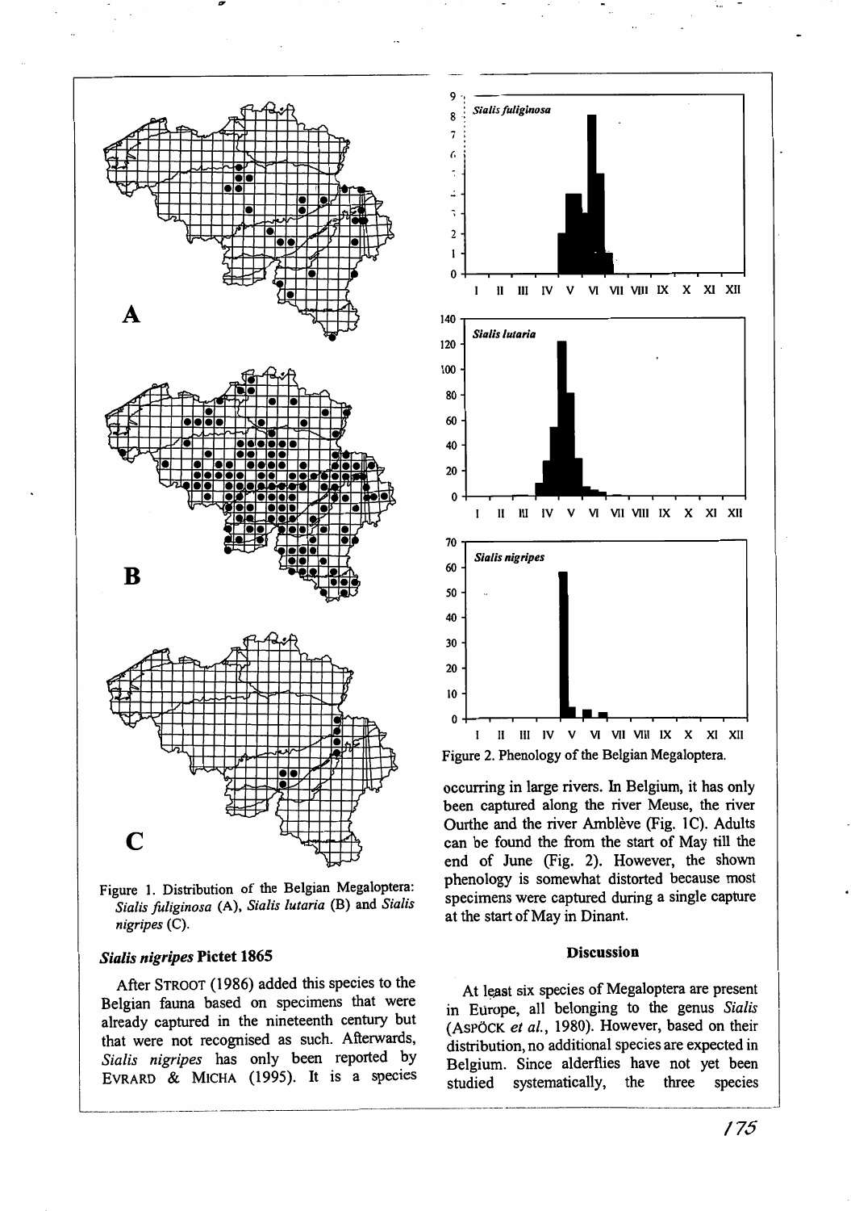A

B

C

Figure 1. Distribution of the Belgian Megaloptera: *Sialis fuliginosa* (A), *Sialis lutaria* (B) and *Sialis nigripes* (C).

### *Sialis nigripes* Pictet 1865

After STROOT (1986) added this species to the Belgian fauna based on specimens that were already captured in the nineteenth century but that were not recognised as such. Afterwards, *Sialis nigripes* has only been reported by EVRARD & MICHA (1995). It is a species occurring in large rivers. In Belgium, it has only been captured along the river Meuse, the river Ourthe and the river Amblève (Fig. 1C). Adults can be found the from the start of May till the end of June (Fig. 2). However, the shown phenology is somewhat distorted because most specimens were captured during a single capture at the start of May in Dinant.

*Sialis fuliginosa*

0 1 2 3 4 5 6 7 8 9

I II III IV V VI VII VIII IX X XI XII

*Sialis lutaria*

0 20 40 60 80 100 120 140

I II III IV V VI VII VIII IX X XI XII

*Sialis nigripes*

0 10 20 30 40 50 60 70

I II III IV V VI VII VIII IX X XI XII

Figure 2. Phenology of the Belgian Megaloptera.

### Discussion

At least six species of Megaloptera are present in Europe, all belonging to the genus *Sialis* (ASPÖCK *et al.*, 1980). However, based on their distribution, no additional species are expected in Belgium. Since alderflies have not yet been studied systematically, the three species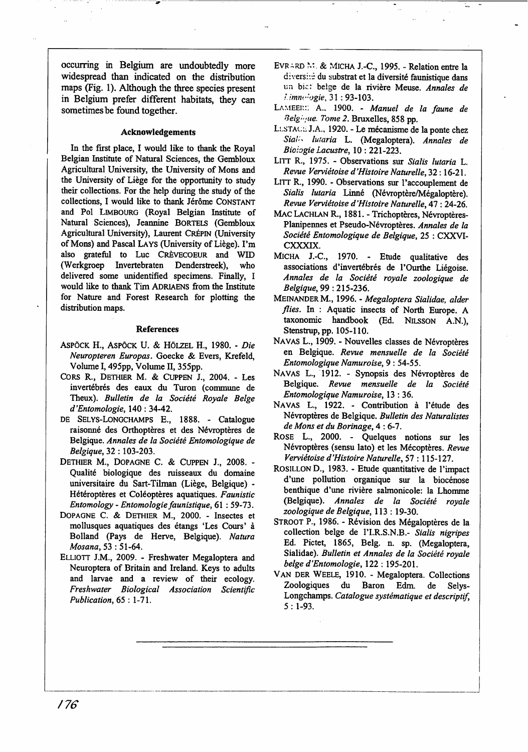occurring in Belgium are undoubtedly more widespread than indicated on the distribution maps (Fig. 1). Although the three species present in Belgium prefer different habitats, they can sometimes be found together.

### Acknowledgements

In the first place, I would like to thank the Royal Belgian Institute of Natural Sciences, the Gembloux Agricultural University, the University of Mons and the University of Liège for the opportunity to study their collections. For the help during the study of the collections, I would like to thank Jérôme CONSTANT and Pol LIMBOURG (Royal Belgian Institute of Natural Sciences), Jeannine BORTELS (Gembloux Agricultural University), Laurent CRÉPIN (University of Mons) and Pascal LAYS (University of Liège). I'm also grateful to Luc CRÈVECOEUR and WID (Werkgroep Invertebraten Denderstreek), who delivered some unidentified specimens. Finally, I would like to thank Tim ADRIAENS from the Institute for Nature and Forest Research for plotting the distribution maps.

### References

ASPÖCK H., ASPÖCK U. & HÖLZEL H., 1980. - *Die Neuropteren Europas*. Goecke & Evers, Krefeld, Volume I, 495pp, Volume II, 355pp.

CORS R., DETHIER M. & CUPPEN J., 2004. - Les invertébrés des eaux du Turon (commune de Theux). *Bulletin de la Société Royale Belge d'Entomologie*, 140 : 34-42.

DE SELYS-LONGCHAMPS E., 1888. - Catalogue raisonné des Orthoptères et des Névroptères de Belgique. *Annales de la Société Entomologique de Belgique*, 32 : 103-203.

DETHIER M., DOPAGNE C. & CUPPEN J., 2008. - Qualité biologique des ruisseaux du domaine universitaire du Sart-Tilman (Liège, Belgique) - Hétéroptères et Coléoptères aquatiques. *Faunistic Entomology - Entomologie faunistique*, 61 : 59-73.

DOPAGNE C. & DETHIER M., 2000. - Insectes et mollusques aquatiques des étangs 'Les Cours' à Bolland (Pays de Herve, Belgique). *Natura Mosana*, 53 : 51-64.

ELLIOTT J.M., 2009. - Freshwater Megaloptera and Neuroptera of Britain and Ireland. Keys to adults and larvae and a review of their ecology. *Freshwater Biological Association Scientific Publication*, 65 : 1-71.

EVRARD M. & MICHA J.-C., 1995. - Relation entre la diversité du substrat et la diversité faunistique dans un bief belge de la rivière Meuse. *Annales de Limnologie*, 31 : 93-103.

LAMEERE A., 1900. - *Manuel de la faune de Belgique. Tome 2*. Bruxelles, 858 pp.

LESTAGE J.A., 1920. - Le mécanisme de la ponte chez *Sialis lutaria* L. (Megaloptera). *Annales de Biologie Lacustre*, 10 : 221-223.

LITT R., 1975. - Observations sur *Sialis lutaria* L. *Revue Verviétoise d'Histoire Naturelle*, 32 : 16-21.

LITT R., 1990. - Observations sur l'accouplement de *Sialis lutaria* Linné (Névroptère/Mégaloptère). *Revue Verviétoise d'Histoire Naturelle*, 47 : 24-26.

MAC LACHLAN R., 1881. - Trichoptères, Névroptères-Planipennes et Pseudo-Névroptères. *Annales de la Société Entomologique de Belgique*, 25 : CXXVI-CXXXIX.

MICHA J.-C., 1970. - Etude qualitative des associations d'invertébrés de l'Ourthe Liégoise. *Annales de la Société royale zoologique de Belgique*, 99 : 215-236.

MEINANDER M., 1996. - *Megaloptera Sialidae, alder flies*. In : Aquatic insects of North Europe. A taxonomic handbook (Ed. NILSSON A.N.), Stenstrup, pp. 105-110.

NAVAS L., 1909. - Nouvelles classes de Névroptères en Belgique. *Revue mensuelle de la Société Entomologique Namuroise*, 9 : 54-55.

NAVAS L., 1912. - Synopsis des Névroptères de Belgique. *Revue mensuelle de la Société Entomologique Namuroise*, 13 : 36.

NAVAS L., 1922. - Contribution à l'étude des Névroptères de Belgique. *Bulletin des Naturalistes de Mons et du Borinage*, 4 : 6-7.

ROSE L., 2000. - Quelques notions sur les Névroptères (sensu lato) et les Mécoptères. *Revue Verviétoise d'Histoire Naturelle*, 57 : 115-127.

ROSILLON D., 1983. - Etude quantitative de l'impact d'une pollution organique sur la biocénose benthique d'une rivière salmonicole: la Lhomme (Belgique). *Annales de la Société royale zoologique de Belgique*, 113 : 19-30.

STROOT P., 1986. - Révision des Mégaloptères de la collection belge de l'I.R.S.N.B.- *Sialis nigripes* Ed. Pictet, 1865, Belg. n. sp. (Megaloptera, Sialidae). *Bulletin et Annales de la Société royale belge d'Entomologie*, 122 : 195-201.

VAN DER WEELE, 1910. - Megaloptera. Collections Zoologiques du Baron Edm. de Selys-Longchamps. *Catalogue systématique et descriptif*, 5 : 1-93.